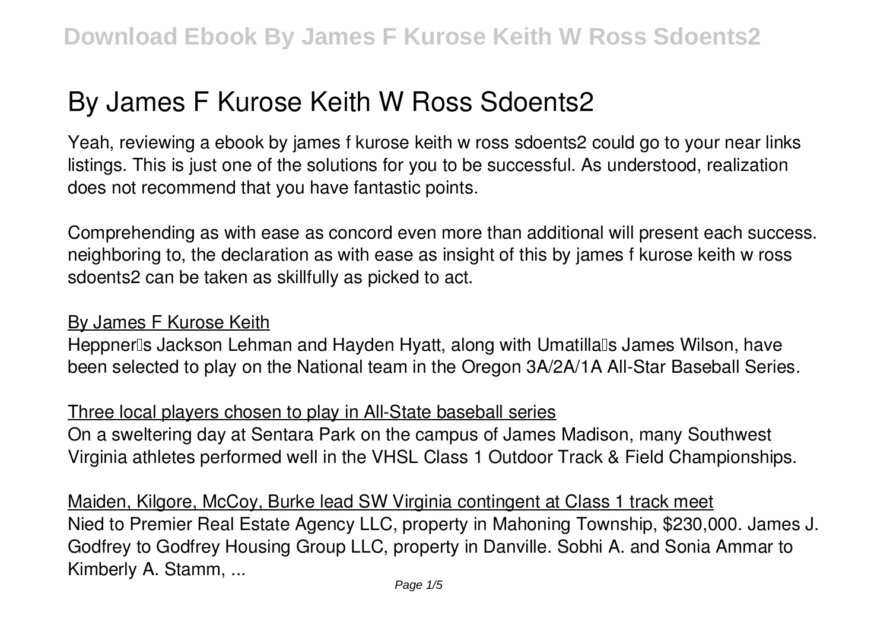# By James F Kurose Keith W Ross Sdoents2

Yeah, reviewing a ebook by james f kurose keith w ross sdoents2 could go to your near links listings. This is just one of the solutions for you to be successful. As understood, realization does not recommend that you have fantastic points.

Comprehending as with ease as concord even more than additional will present each success. neighboring to, the declaration as with ease as insight of this by james f kurose keith w ross sdoents2 can be taken as skillfully as picked to act.

## By James F Kurose Keith

Heppner's Jackson Lehman and Hayden Hyatt, along with Umatilla's James Wilson, have been selected to play on the National team in the Oregon 3A/2A/1A All-Star Baseball Series.

## Three local players chosen to play in All-State baseball series

On a sweltering day at Sentara Park on the campus of James Madison, many Southwest Virginia athletes performed well in the VHSL Class 1 Outdoor Track & Field Championships.

## Maiden, Kilgore, McCoy, Burke lead SW Virginia contingent at Class 1 track meet

Nied to Premier Real Estate Agency LLC, property in Mahoning Township, $230,000. James J. Godfrey to Godfrey Housing Group LLC, property in Danville. Sobhi A. and Sonia Ammar to Kimberly A. Stamm, ...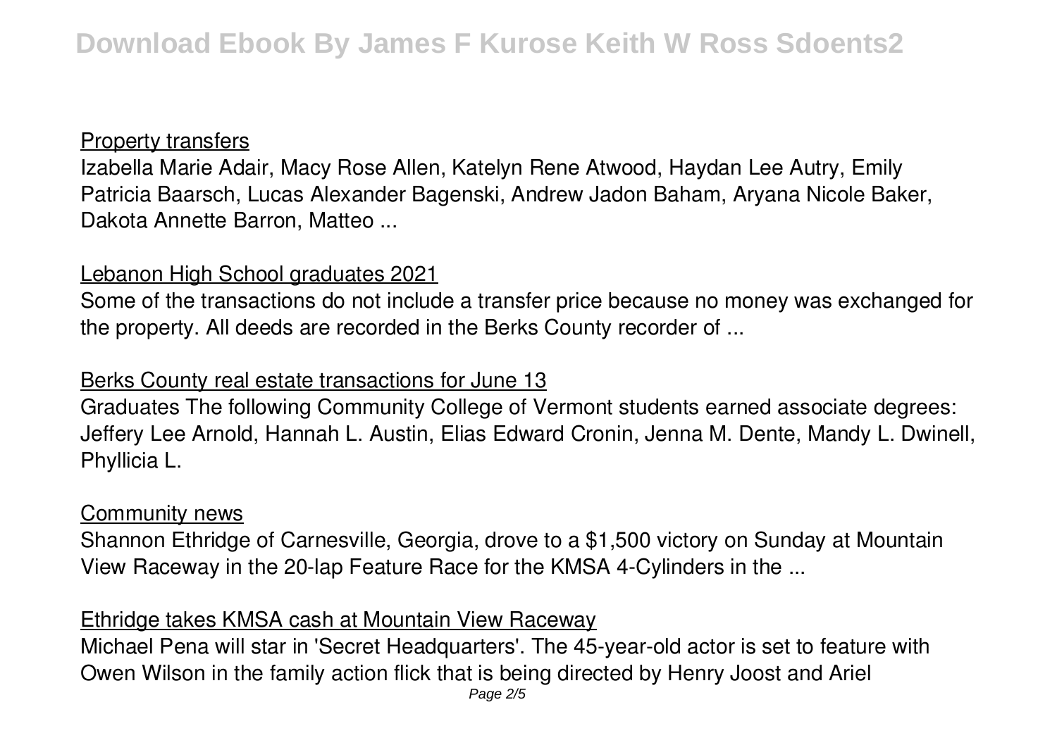## Property transfers

Izabella Marie Adair, Macy Rose Allen, Katelyn Rene Atwood, Haydan Lee Autry, Emily Patricia Baarsch, Lucas Alexander Bagenski, Andrew Jadon Baham, Aryana Nicole Baker, Dakota Annette Barron, Matteo ...

## Lebanon High School graduates 2021

Some of the transactions do not include a transfer price because no money was exchanged for the property. All deeds are recorded in the Berks County recorder of ...

## Berks County real estate transactions for June 13

Graduates The following Community College of Vermont students earned associate degrees: Jeffery Lee Arnold, Hannah L. Austin, Elias Edward Cronin, Jenna M. Dente, Mandy L. Dwinell, Phyllicia L.

## Community news

Shannon Ethridge of Carnesville, Georgia, drove to a $1,500 victory on Sunday at Mountain View Raceway in the 20-lap Feature Race for the KMSA 4-Cylinders in the ...

## Ethridge takes KMSA cash at Mountain View Raceway

Michael Pena will star in 'Secret Headquarters'. The 45-year-old actor is set to feature with Owen Wilson in the family action flick that is being directed by Henry Joost and Ariel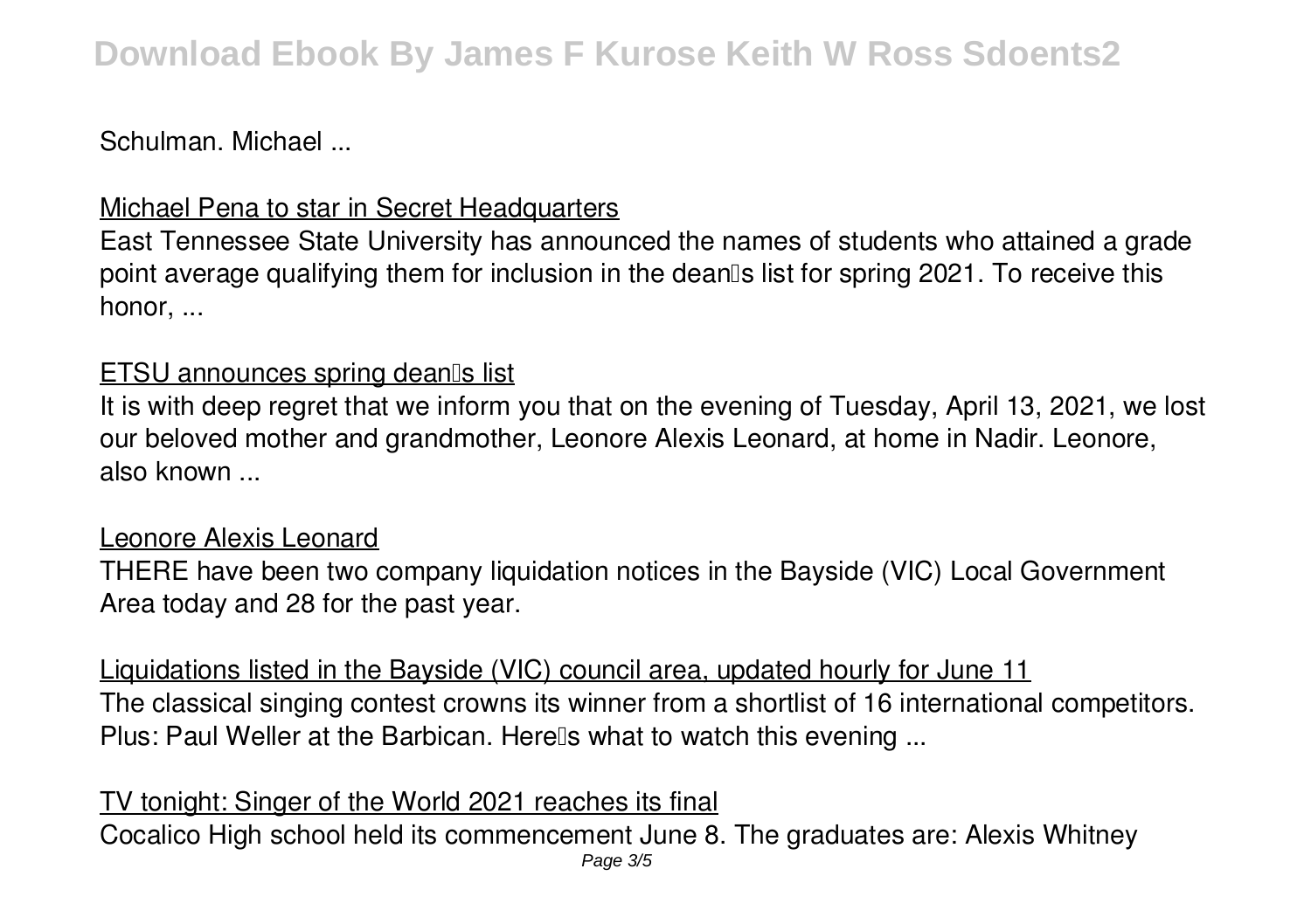Schulman. Michael ...

### Michael Pena to star in Secret Headquarters

East Tennessee State University has announced the names of students who attained a grade point average qualifying them for inclusion in the dean's list for spring 2021. To receive this honor, ...

### ETSU announces spring dean's list

It is with deep regret that we inform you that on the evening of Tuesday, April 13, 2021, we lost our beloved mother and grandmother, Leonore Alexis Leonard, at home in Nadir. Leonore, also known ...

### Leonore Alexis Leonard

THERE have been two company liquidation notices in the Bayside (VIC) Local Government Area today and 28 for the past year.

### Liquidations listed in the Bayside (VIC) council area, updated hourly for June 11

The classical singing contest crowns its winner from a shortlist of 16 international competitors. Plus: Paul Weller at the Barbican. Here's what to watch this evening ...

### TV tonight: Singer of the World 2021 reaches its final

Cocalico High school held its commencement June 8. The graduates are: Alexis Whitney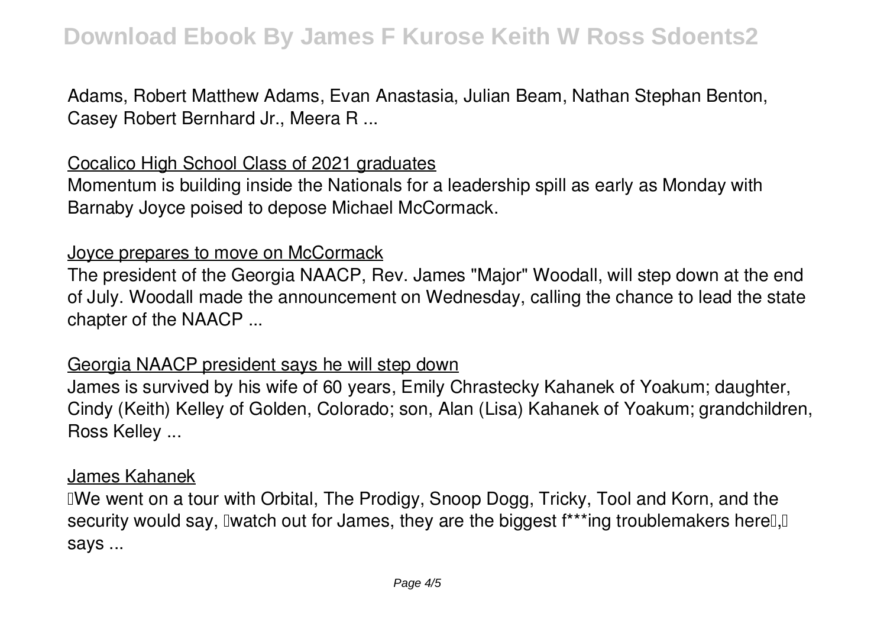Adams, Robert Matthew Adams, Evan Anastasia, Julian Beam, Nathan Stephan Benton, Casey Robert Bernhard Jr., Meera R ...

## Cocalico High School Class of 2021 graduates

Momentum is building inside the Nationals for a leadership spill as early as Monday with Barnaby Joyce poised to depose Michael McCormack.

## Joyce prepares to move on McCormack

The president of the Georgia NAACP, Rev. James "Major" Woodall, will step down at the end of July. Woodall made the announcement on Wednesday, calling the chance to lead the state chapter of the NAACP ...

## Georgia NAACP president says he will step down

James is survived by his wife of 60 years, Emily Chrastecky Kahanek of Yoakum; daughter, Cindy (Keith) Kelley of Golden, Colorado; son, Alan (Lisa) Kahanek of Yoakum; grandchildren, Ross Kelley ...

## James Kahanek

"We went on a tour with Orbital, The Prodigy, Snoop Dogg, Tricky, Tool and Korn, and the security would say, 'watch out for James, they are the biggest f***ing troublemakers here'," says ...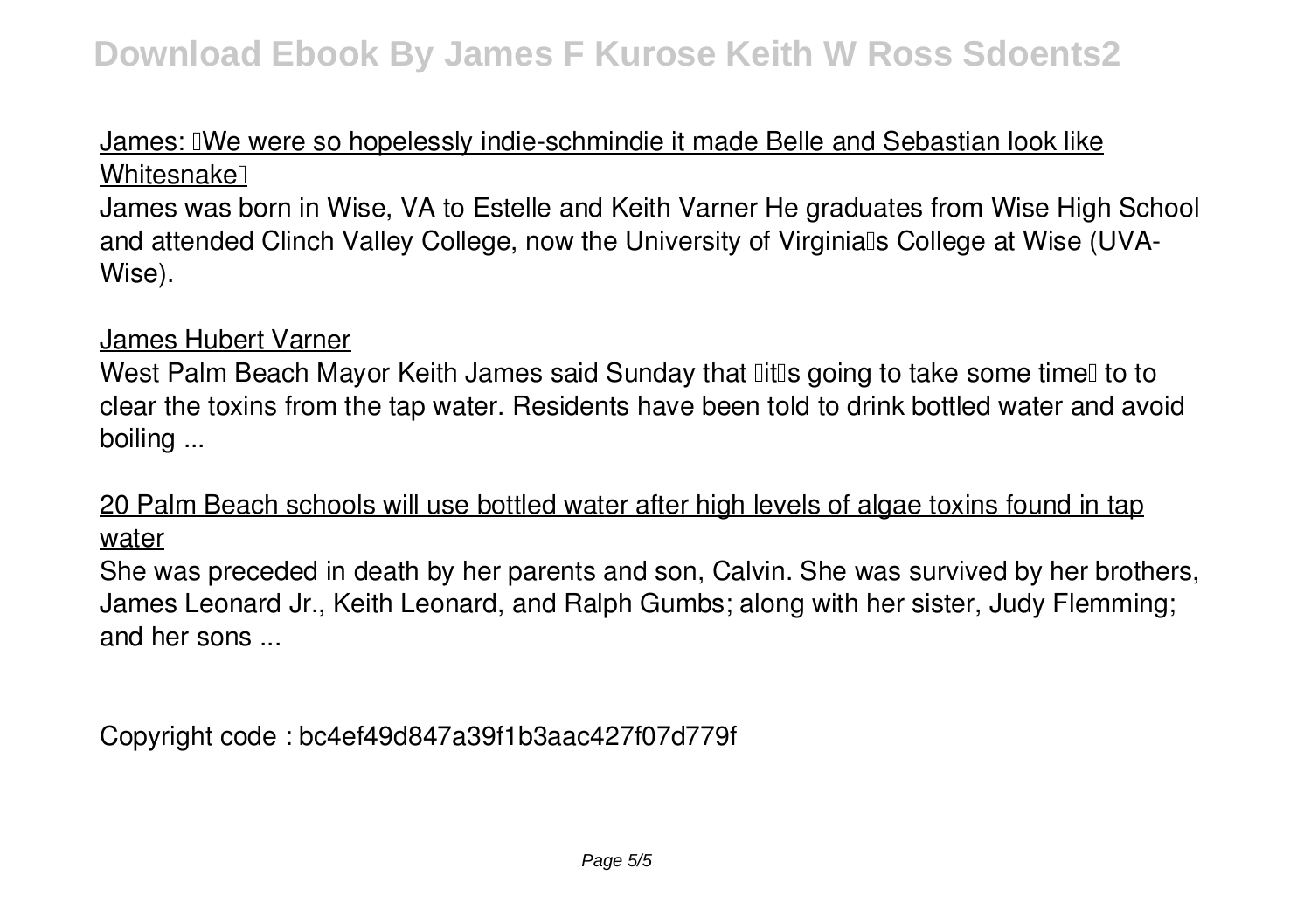[James: We were so hopelessly indie-schmindie it made Belle and Sebastian look like Whitesnake]

James was born in Wise, VA to Estelle and Keith Varner He graduates from Wise High School and attended Clinch Valley College, now the University of Virginia's College at Wise (UVA-Wise).

[James Hubert Varner]

West Palm Beach Mayor Keith James said Sunday that "it's going to take some time" to to clear the toxins from the tap water. Residents have been told to drink bottled water and avoid boiling ...

[20 Palm Beach schools will use bottled water after high levels of algae toxins found in tap water]

She was preceded in death by her parents and son, Calvin. She was survived by her brothers, James Leonard Jr., Keith Leonard, and Ralph Gumbs; along with her sister, Judy Flemming; and her sons ...

Copyright code : bc4ef49d847a39f1b3aac427f07d779f